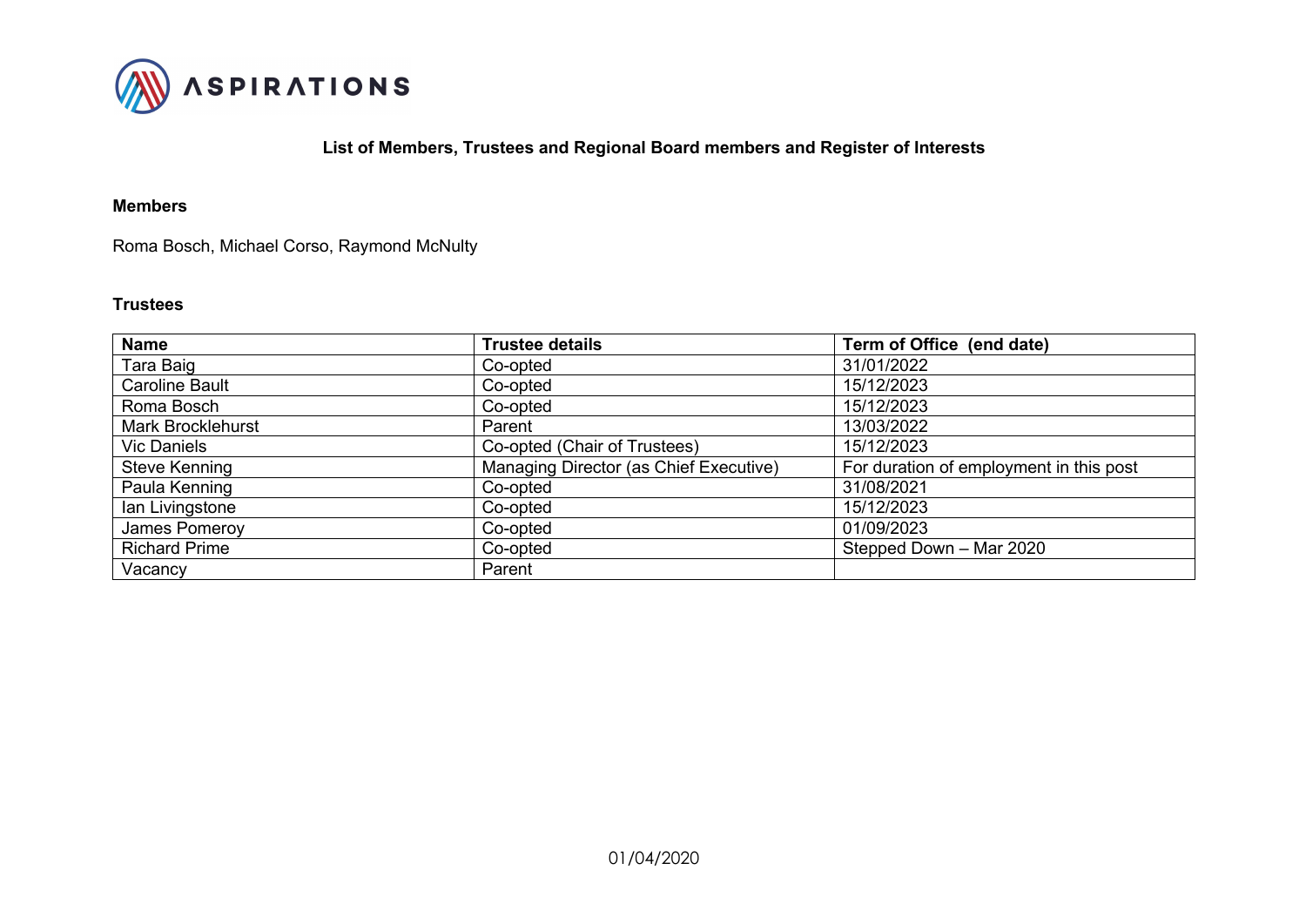ASPIRATIONS

## List of Members, Trustees and Regional Board members and Register of Interests

### Members

Roma Bosch, Michael Corso, Raymond McNulty

### Trustees

| Name | Trustee details | Term of Office (end date) |
|---|---|---|
| Tara Baig | Co-opted | 31/01/2022 |
| Caroline Bault | Co-opted | 15/12/2023 |
| Roma Bosch | Co-opted | 15/12/2023 |
| Mark Brocklehurst | Parent | 13/03/2022 |
| Vic Daniels | Co-opted (Chair of Trustees) | 15/12/2023 |
| Steve Kenning | Managing Director (as Chief Executive) | For duration of employment in this post |
| Paula Kenning | Co-opted | 31/08/2021 |
| Ian Livingstone | Co-opted | 15/12/2023 |
| James Pomeroy | Co-opted | 01/09/2023 |
| Richard Prime | Co-opted | Stepped Down – Mar 2020 |
| Vacancy | Parent | |

01/04/2020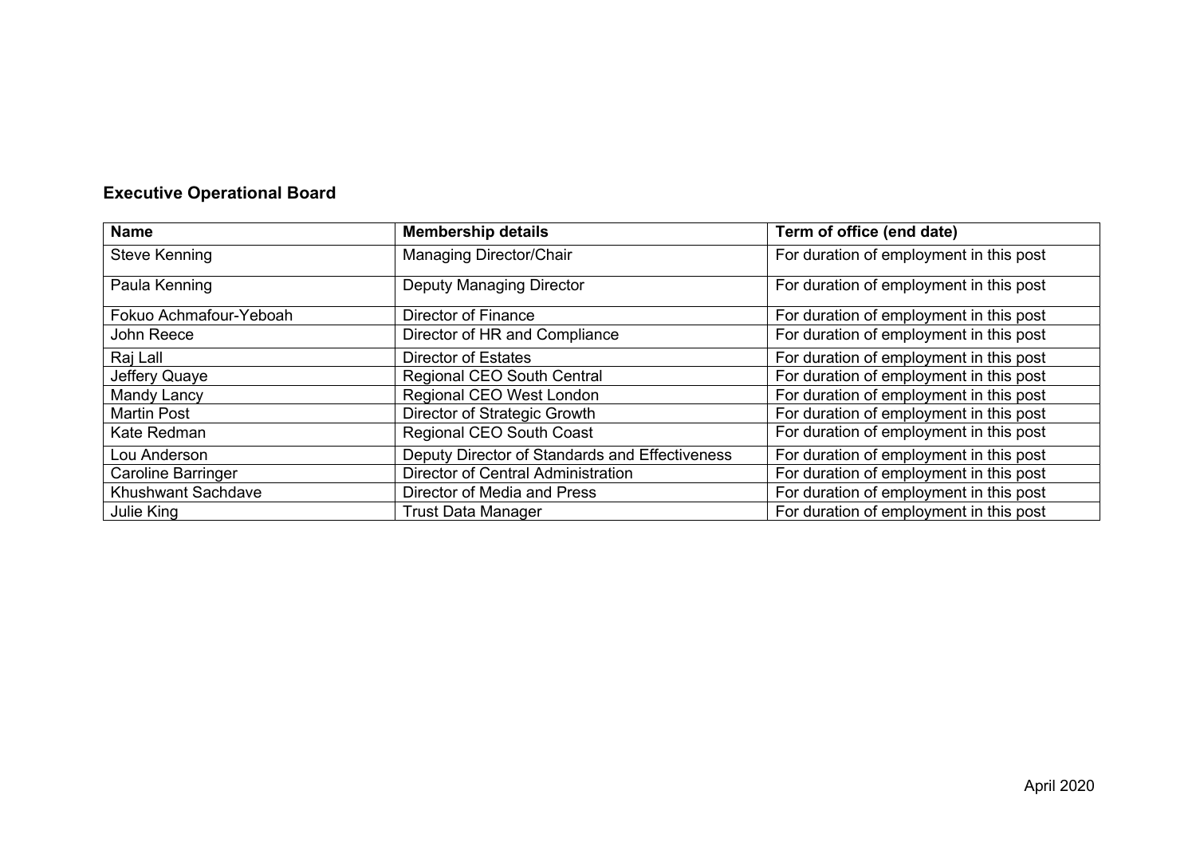## Executive Operational Board

| Name | Membership details | Term of office (end date) |
|---|---|---|
| Steve Kenning | Managing Director/Chair | For duration of employment in this post |
| Paula Kenning | Deputy Managing Director | For duration of employment in this post |
| Fokuo Achmafour-Yeboah | Director of Finance | For duration of employment in this post |
| John Reece | Director of HR and Compliance | For duration of employment in this post |
| Raj Lall | Director of Estates | For duration of employment in this post |
| Jeffery Quaye | Regional CEO South Central | For duration of employment in this post |
| Mandy Lancy | Regional CEO West London | For duration of employment in this post |
| Martin Post | Director of Strategic Growth | For duration of employment in this post |
| Kate Redman | Regional CEO South Coast | For duration of employment in this post |
| Lou Anderson | Deputy Director of Standards and Effectiveness | For duration of employment in this post |
| Caroline Barringer | Director of Central Administration | For duration of employment in this post |
| Khushwant Sachdave | Director of Media and Press | For duration of employment in this post |
| Julie King | Trust Data Manager | For duration of employment in this post |

April 2020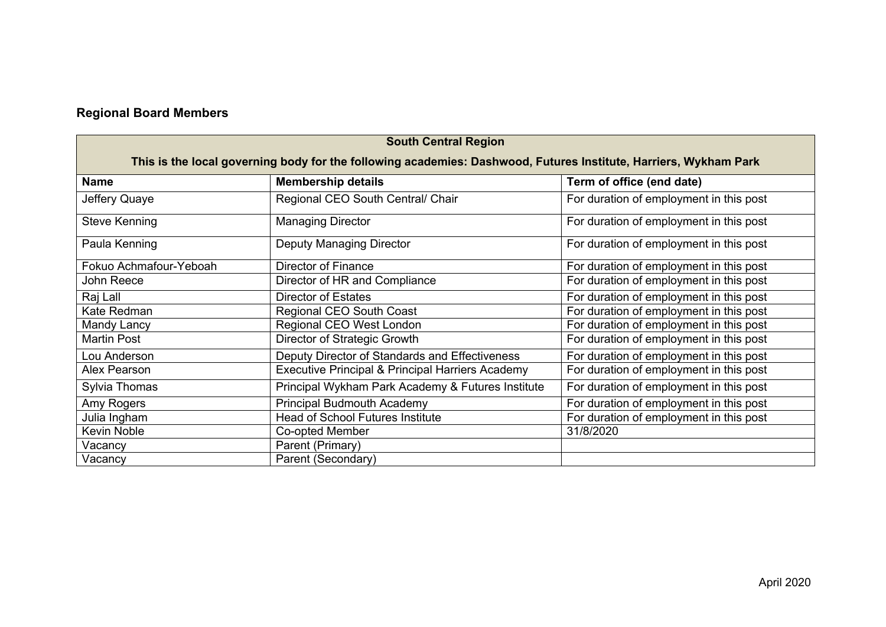## Regional Board Members

| South Central Region<br>This is the local governing body for the following academies: Dashwood, Futures Institute, Harriers, Wykham Park | | |
|---|---|---|
| **Name** | **Membership details** | **Term of office (end date)** |
| Jeffery Quaye | Regional CEO South Central/ Chair | For duration of employment in this post |
| Steve Kenning | Managing Director | For duration of employment in this post |
| Paula Kenning | Deputy Managing Director | For duration of employment in this post |
| Fokuo Achmafour-Yeboah | Director of Finance | For duration of employment in this post |
| John Reece | Director of HR and Compliance | For duration of employment in this post |
| Raj Lall | Director of Estates | For duration of employment in this post |
| Kate Redman | Regional CEO South Coast | For duration of employment in this post |
| Mandy Lancy | Regional CEO West London | For duration of employment in this post |
| Martin Post | Director of Strategic Growth | For duration of employment in this post |
| Lou Anderson | Deputy Director of Standards and Effectiveness | For duration of employment in this post |
| Alex Pearson | Executive Principal & Principal Harriers Academy | For duration of employment in this post |
| Sylvia Thomas | Principal Wykham Park Academy & Futures Institute | For duration of employment in this post |
| Amy Rogers | Principal Budmouth Academy | For duration of employment in this post |
| Julia Ingham | Head of School Futures Institute | For duration of employment in this post |
| Kevin Noble | Co-opted Member | 31/8/2020 |
| Vacancy | Parent (Primary) | |
| Vacancy | Parent (Secondary) | |

April 2020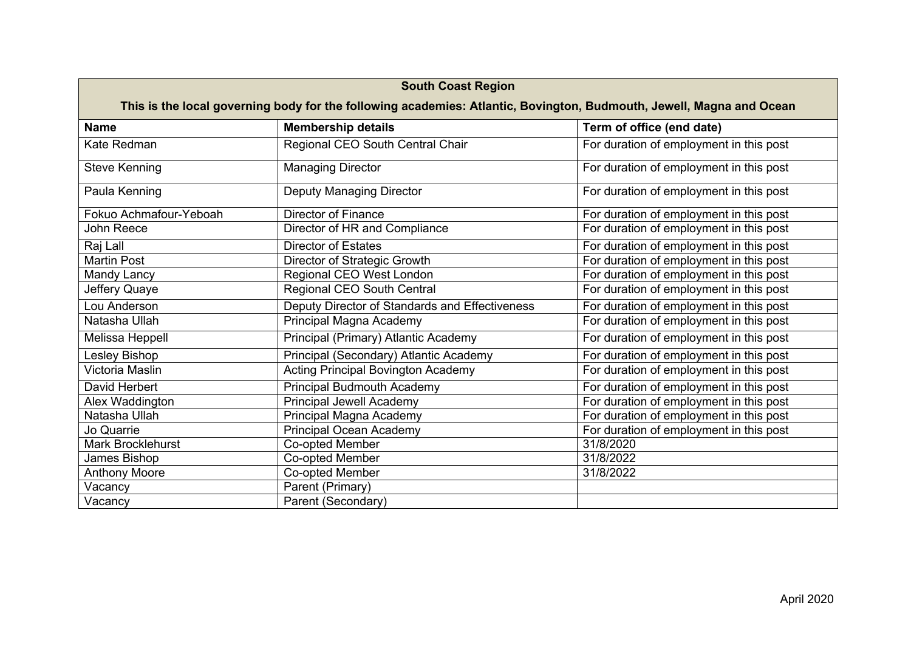| South Coast Region | | |
|---|---|---|
| This is the local governing body for the following academies: Atlantic, Bovington, Budmouth, Jewell, Magna and Ocean | | |
| **Name** | **Membership details** | **Term of office (end date)** |
| Kate Redman | Regional CEO South Central Chair | For duration of employment in this post |
| Steve Kenning | Managing Director | For duration of employment in this post |
| Paula Kenning | Deputy Managing Director | For duration of employment in this post |
| Fokuo Achmafour-Yeboah | Director of Finance | For duration of employment in this post |
| John Reece | Director of HR and Compliance | For duration of employment in this post |
| Raj Lall | Director of Estates | For duration of employment in this post |
| Martin Post | Director of Strategic Growth | For duration of employment in this post |
| Mandy Lancy | Regional CEO West London | For duration of employment in this post |
| Jeffery Quaye | Regional CEO South Central | For duration of employment in this post |
| Lou Anderson | Deputy Director of Standards and Effectiveness | For duration of employment in this post |
| Natasha Ullah | Principal Magna Academy | For duration of employment in this post |
| Melissa Heppell | Principal (Primary) Atlantic Academy | For duration of employment in this post |
| Lesley Bishop | Principal (Secondary) Atlantic Academy | For duration of employment in this post |
| Victoria Maslin | Acting Principal Bovington Academy | For duration of employment in this post |
| David Herbert | Principal Budmouth Academy | For duration of employment in this post |
| Alex Waddington | Principal Jewell Academy | For duration of employment in this post |
| Natasha Ullah | Principal Magna Academy | For duration of employment in this post |
| Jo Quarrie | Principal Ocean Academy | For duration of employment in this post |
| Mark Brocklehurst | Co-opted Member | 31/8/2020 |
| James Bishop | Co-opted Member | 31/8/2022 |
| Anthony Moore | Co-opted Member | 31/8/2022 |
| Vacancy | Parent (Primary) | |
| Vacancy | Parent (Secondary) | |

April 2020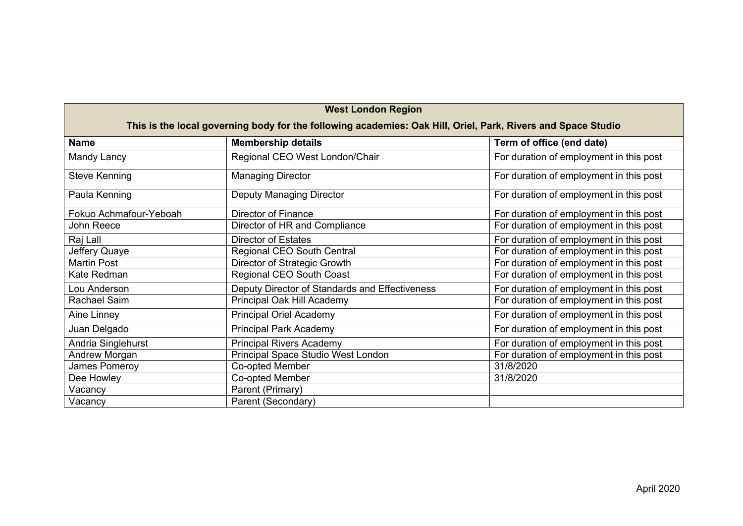| West London Region<br>This is the local governing body for the following academies: Oak Hill, Oriel, Park, Rivers and Space Studio | | |
|---|---|---|
| **Name** | **Membership details** | **Term of office (end date)** |
| Mandy Lancy | Regional CEO West London/Chair | For duration of employment in this post |
| Steve Kenning | Managing Director | For duration of employment in this post |
| Paula Kenning | Deputy Managing Director | For duration of employment in this post |
| Fokuo Achmafour-Yeboah | Director of Finance | For duration of employment in this post |
| John Reece | Director of HR and Compliance | For duration of employment in this post |
| Raj Lall | Director of Estates | For duration of employment in this post |
| Jeffery Quaye | Regional CEO South Central | For duration of employment in this post |
| Martin Post | Director of Strategic Growth | For duration of employment in this post |
| Kate Redman | Regional CEO South Coast | For duration of employment in this post |
| Lou Anderson | Deputy Director of Standards and Effectiveness | For duration of employment in this post |
| Rachael Saim | Principal Oak Hill Academy | For duration of employment in this post |
| Aine Linney | Principal Oriel Academy | For duration of employment in this post |
| Juan Delgado | Principal Park Academy | For duration of employment in this post |
| Andria Singlehurst | Principal Rivers Academy | For duration of employment in this post |
| Andrew Morgan | Principal Space Studio West London | For duration of employment in this post |
| James Pomeroy | Co-opted Member | 31/8/2020 |
| Dee Howley | Co-opted Member | 31/8/2020 |
| Vacancy | Parent (Primary) | |
| Vacancy | Parent (Secondary) | |

April 2020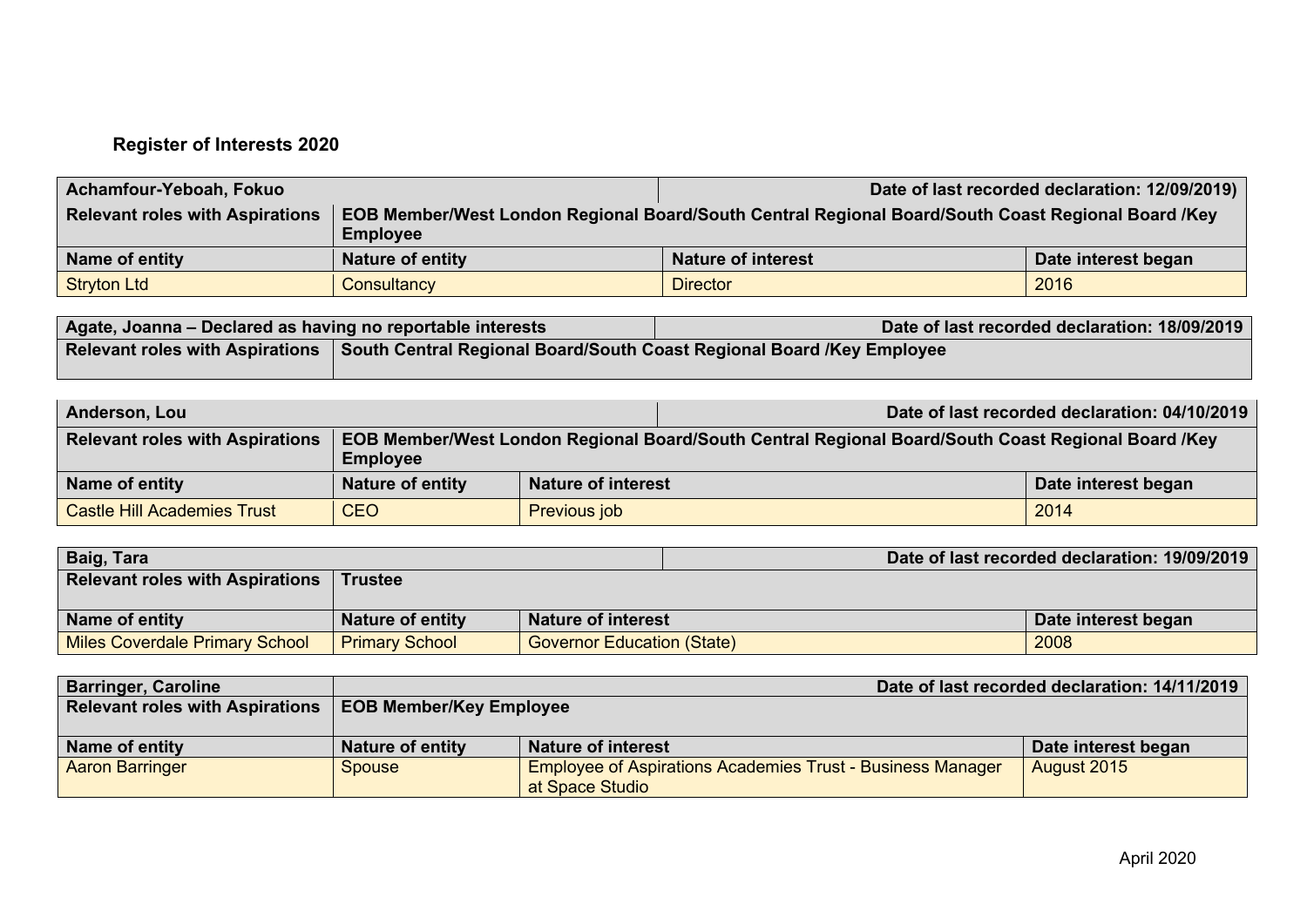**Register of Interests 2020**

| Achamfour-Yeboah, Fokuo | | Date of last recorded declaration: 12/09/2019) | |
|---|---|---|---|
| Relevant roles with Aspirations | EOB Member/West London Regional Board/South Central Regional Board/South Coast Regional Board /Key Employee | | |
| **Name of entity** | **Nature of entity** | **Nature of interest** | **Date interest began** |
| Stryton Ltd | Consultancy | Director | 2016 |

| Agate, Joanna – Declared as having no reportable interests | Date of last recorded declaration: 18/09/2019 |
|---|---|
| Relevant roles with Aspirations | South Central Regional Board/South Coast Regional Board /Key Employee |

| Anderson, Lou | | Date of last recorded declaration: 04/10/2019 | |
|---|---|---|---|
| Relevant roles with Aspirations | EOB Member/West London Regional Board/South Central Regional Board/South Coast Regional Board /Key Employee | | |
| **Name of entity** | **Nature of entity** | **Nature of interest** | **Date interest began** |
| Castle Hill Academies Trust | CEO | Previous job | 2014 |

| Baig, Tara | | Date of last recorded declaration: 19/09/2019 | |
|---|---|---|---|
| Relevant roles with Aspirations | Trustee | | |
| **Name of entity** | **Nature of entity** | **Nature of interest** | **Date interest began** |
| Miles Coverdale Primary School | Primary School | Governor Education (State) | 2008 |

| Barringer, Caroline | | Date of last recorded declaration: 14/11/2019 | |
|---|---|---|---|
| Relevant roles with Aspirations | EOB Member/Key Employee | | |
| **Name of entity** | **Nature of entity** | **Nature of interest** | **Date interest began** |
| Aaron Barringer | Spouse | Employee of Aspirations Academies Trust - Business Manager at Space Studio | August 2015 |

April 2020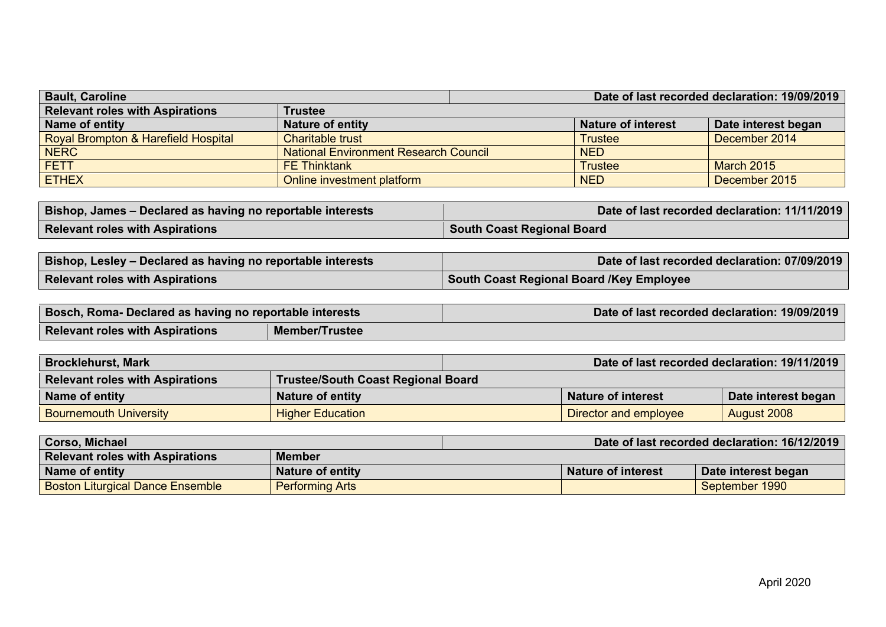| Bault, Caroline | | Date of last recorded declaration: 19/09/2019 | |
|---|---|---|---|
| **Relevant roles with Aspirations** | **Trustee** | | |
| **Name of entity** | **Nature of entity** | **Nature of interest** | **Date interest began** |
| Royal Brompton & Harefield Hospital | Charitable trust | Trustee | December 2014 |
| NERC | National Environment Research Council | NED | |
| FETT | FE Thinktank | Trustee | March 2015 |
| ETHEX | Online investment platform | NED | December 2015 |

| Bishop, James – Declared as having no reportable interests | Date of last recorded declaration: 11/11/2019 |
|---|---|
| **Relevant roles with Aspirations** | **South Coast Regional Board** |

| Bishop, Lesley – Declared as having no reportable interests | Date of last recorded declaration: 07/09/2019 |
|---|---|
| **Relevant roles with Aspirations** | **South Coast Regional Board /Key Employee** |

| Bosch, Roma- Declared as having no reportable interests | Date of last recorded declaration: 19/09/2019 |
|---|---|
| **Relevant roles with Aspirations** | **Member/Trustee** |

| Brocklehurst, Mark | | Date of last recorded declaration: 19/11/2019 | |
|---|---|---|---|
| **Relevant roles with Aspirations** | **Trustee/South Coast Regional Board** | | |
| **Name of entity** | **Nature of entity** | **Nature of interest** | **Date interest began** |
| Bournemouth University | Higher Education | Director and employee | August 2008 |

| Corso, Michael | | Date of last recorded declaration: 16/12/2019 | |
|---|---|---|---|
| **Relevant roles with Aspirations** | **Member** | | |
| **Name of entity** | **Nature of entity** | **Nature of interest** | **Date interest began** |
| Boston Liturgical Dance Ensemble | Performing Arts | | September 1990 |

April 2020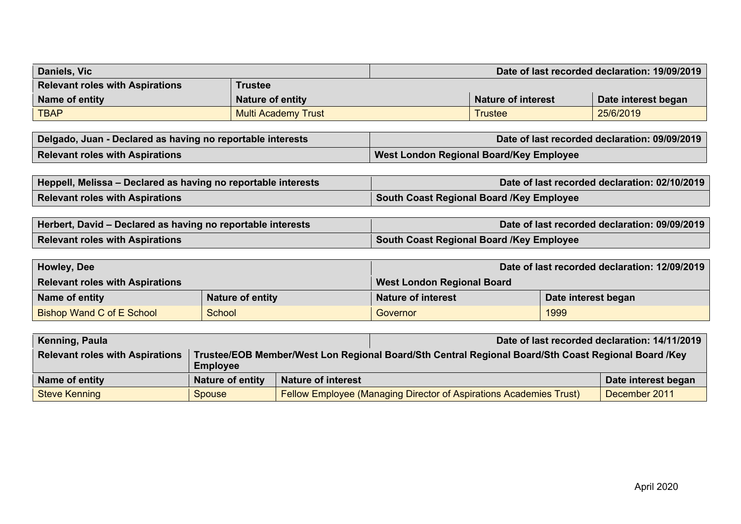| Daniels, Vic | | Date of last recorded declaration: 19/09/2019 | |
|---|---|---|---|
| **Relevant roles with Aspirations** | **Trustee** | | |
| **Name of entity** | **Nature of entity** | **Nature of interest** | **Date interest began** |
| TBAP | Multi Academy Trust | Trustee | 25/6/2019 |

| Delgado, Juan - Declared as having no reportable interests | Date of last recorded declaration: 09/09/2019 |
|---|---|
| **Relevant roles with Aspirations** | **West London Regional Board/Key Employee** |

| Heppell, Melissa – Declared as having no reportable interests | Date of last recorded declaration: 02/10/2019 |
|---|---|
| **Relevant roles with Aspirations** | **South Coast Regional Board /Key Employee** |

| Herbert, David – Declared as having no reportable interests | Date of last recorded declaration: 09/09/2019 |
|---|---|
| **Relevant roles with Aspirations** | **South Coast Regional Board /Key Employee** |

| Howley, Dee | | Date of last recorded declaration: 12/09/2019 | |
|---|---|---|---|
| **Relevant roles with Aspirations** | | **West London Regional Board** | |
| **Name of entity** | **Nature of entity** | **Nature of interest** | **Date interest began** |
| Bishop Wand C of E School | School | Governor | 1999 |

| Kenning, Paula | | Date of last recorded declaration: 14/11/2019 | |
|---|---|---|---|
| **Relevant roles with Aspirations** | **Trustee/EOB Member/West Lon Regional Board/Sth Central Regional Board/Sth Coast Regional Board /Key Employee** | | |
| **Name of entity** | **Nature of entity** | **Nature of interest** | **Date interest began** |
| Steve Kenning | Spouse | Fellow Employee (Managing Director of Aspirations Academies Trust) | December 2011 |

April 2020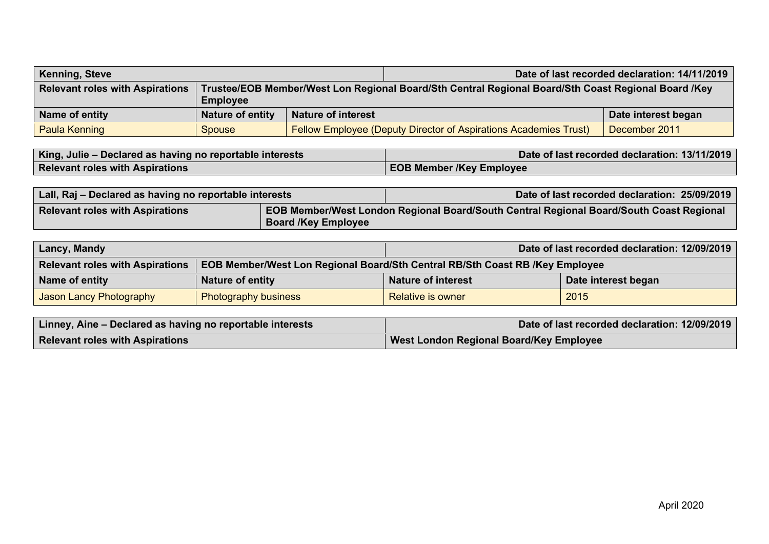| Kenning, Steve | | Date of last recorded declaration: 14/11/2019 | |
|---|---|---|---|
| **Relevant roles with Aspirations** | **Trustee/EOB Member/West Lon Regional Board/Sth Central Regional Board/Sth Coast Regional Board /Key Employee** | | |
| **Name of entity** | **Nature of entity** | **Nature of interest** | **Date interest began** |
| Paula Kenning | Spouse | Fellow Employee (Deputy Director of Aspirations Academies Trust) | December 2011 |

| King, Julie – Declared as having no reportable interests | Date of last recorded declaration: 13/11/2019 |
|---|---|
| **Relevant roles with Aspirations** | **EOB Member /Key Employee** |

| Lall, Raj – Declared as having no reportable interests | Date of last recorded declaration: 25/09/2019 |
|---|---|
| **Relevant roles with Aspirations** | **EOB Member/West London Regional Board/South Central Regional Board/South Coast Regional Board /Key Employee** |

| Lancy, Mandy | | Date of last recorded declaration: 12/09/2019 | |
|---|---|---|---|
| **Relevant roles with Aspirations** | **EOB Member/West Lon Regional Board/Sth Central RB/Sth Coast RB /Key Employee** | | |
| **Name of entity** | **Nature of entity** | **Nature of interest** | **Date interest began** |
| Jason Lancy Photography | Photography business | Relative is owner | 2015 |

| Linney, Aine – Declared as having no reportable interests | Date of last recorded declaration: 12/09/2019 |
|---|---|
| **Relevant roles with Aspirations** | **West London Regional Board/Key Employee** |

April 2020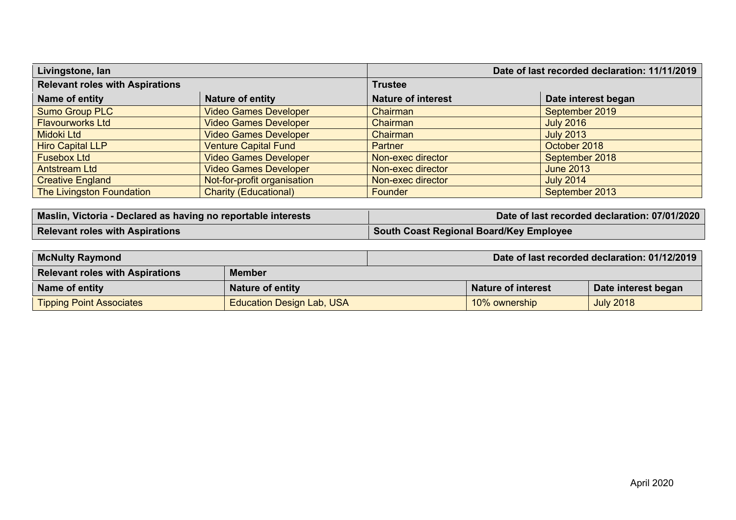| Livingstone, Ian | | Date of last recorded declaration: 11/11/2019 | |
|---|---|---|---|
| **Relevant roles with Aspirations** | | **Trustee** | |
| **Name of entity** | **Nature of entity** | **Nature of interest** | **Date interest began** |
| Sumo Group PLC | Video Games Developer | Chairman | September 2019 |
| Flavourworks Ltd | Video Games Developer | Chairman | July 2016 |
| Midoki Ltd | Video Games Developer | Chairman | July 2013 |
| Hiro Capital LLP | Venture Capital Fund | Partner | October 2018 |
| Fusebox Ltd | Video Games Developer | Non-exec director | September 2018 |
| Antstream Ltd | Video Games Developer | Non-exec director | June 2013 |
| Creative England | Not-for-profit organisation | Non-exec director | July 2014 |
| The Livingston Foundation | Charity (Educational) | Founder | September 2013 |

| Maslin, Victoria - Declared as having no reportable interests | Date of last recorded declaration: 07/01/2020 |
|---|---|
| **Relevant roles with Aspirations** | **South Coast Regional Board/Key Employee** |

| McNulty Raymond | | Date of last recorded declaration: 01/12/2019 | |
|---|---|---|---|
| **Relevant roles with Aspirations** | **Member** | | |
| **Name of entity** | **Nature of entity** | **Nature of interest** | **Date interest began** |
| Tipping Point Associates | Education Design Lab, USA | 10% ownership | July 2018 |

April 2020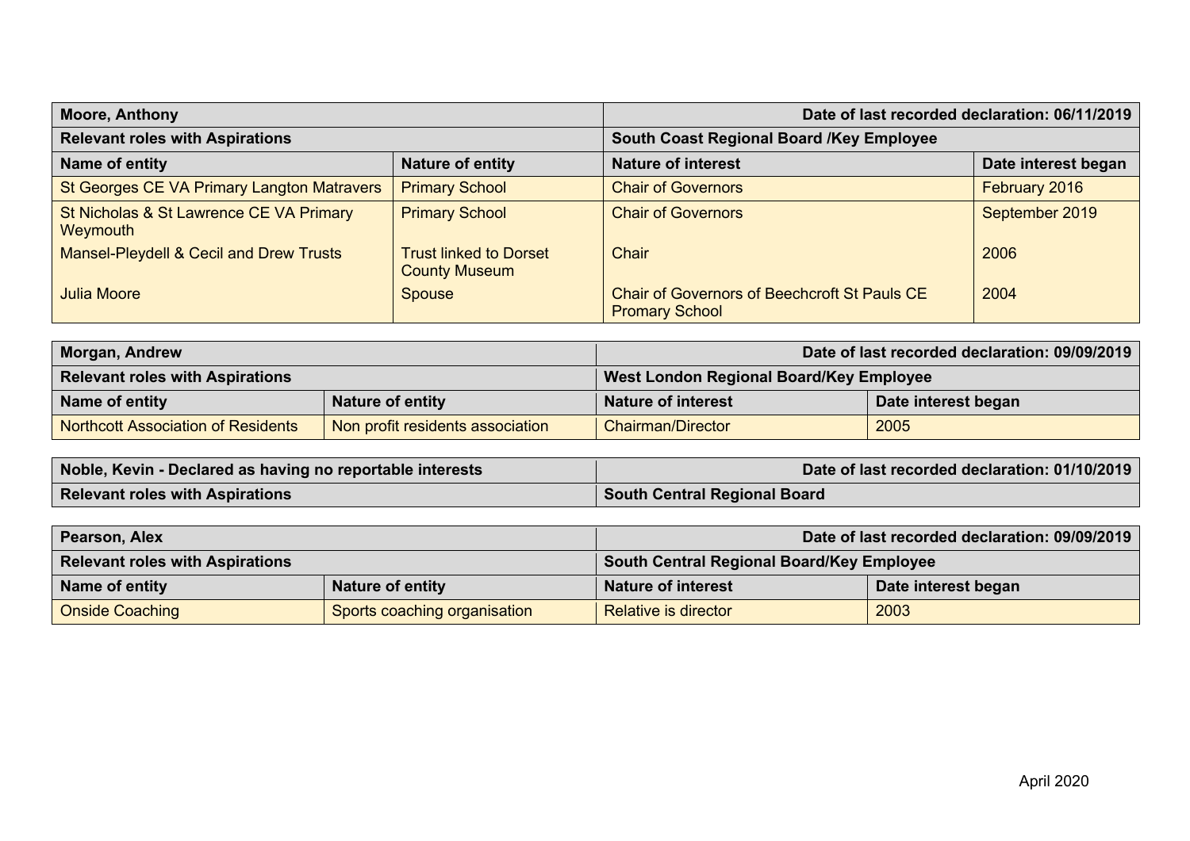| Moore, Anthony | | Date of last recorded declaration: 06/11/2019 | |
|---|---|---|---|
| **Relevant roles with Aspirations** | | **South Coast Regional Board /Key Employee** | |
| **Name of entity** | **Nature of entity** | **Nature of interest** | **Date interest began** |
| St Georges CE VA Primary Langton Matravers | Primary School | Chair of Governors | February 2016 |
| St Nicholas & St Lawrence CE VA Primary Weymouth | Primary School | Chair of Governors | September 2019 |
| Mansel-Pleydell & Cecil and Drew Trusts | Trust linked to Dorset County Museum | Chair | 2006 |
| Julia Moore | Spouse | Chair of Governors of Beechcroft St Pauls CE Promary School | 2004 |

| Morgan, Andrew | | Date of last recorded declaration: 09/09/2019 | |
|---|---|---|---|
| **Relevant roles with Aspirations** | | **West London Regional Board/Key Employee** | |
| **Name of entity** | **Nature of entity** | **Nature of interest** | **Date interest began** |
| Northcott Association of Residents | Non profit residents association | Chairman/Director | 2005 |

| Noble, Kevin - Declared as having no reportable interests | Date of last recorded declaration: 01/10/2019 |
|---|---|
| **Relevant roles with Aspirations** | **South Central Regional Board** |

| Pearson, Alex | | Date of last recorded declaration: 09/09/2019 | |
|---|---|---|---|
| **Relevant roles with Aspirations** | | **South Central Regional Board/Key Employee** | |
| **Name of entity** | **Nature of entity** | **Nature of interest** | **Date interest began** |
| Onside Coaching | Sports coaching organisation | Relative is director | 2003 |

April 2020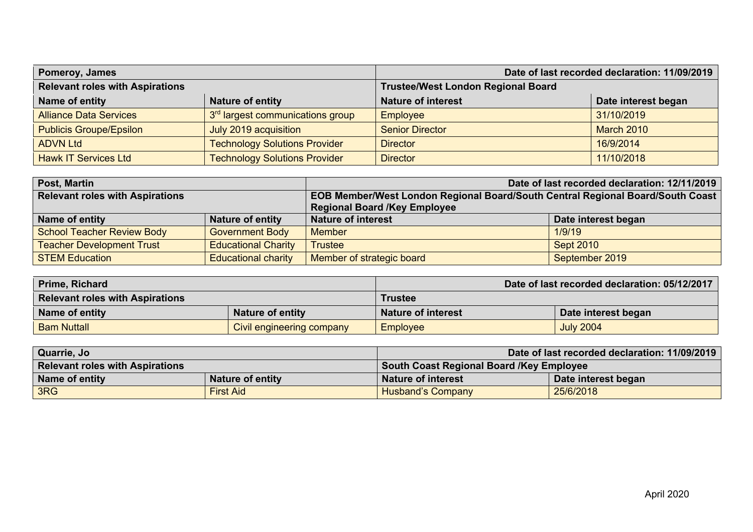| Pomeroy, James | | Date of last recorded declaration: 11/09/2019 | |
|---|---|---|---|
| **Relevant roles with Aspirations** | | **Trustee/West London Regional Board** | |
| **Name of entity** | **Nature of entity** | **Nature of interest** | **Date interest began** |
| Alliance Data Services | 3rd largest communications group | Employee | 31/10/2019 |
| Publicis Groupe/Epsilon | July 2019 acquisition | Senior Director | March 2010 |
| ADVN Ltd | Technology Solutions Provider | Director | 16/9/2014 |
| Hawk IT Services Ltd | Technology Solutions Provider | Director | 11/10/2018 |

| Post, Martin | | Date of last recorded declaration: 12/11/2019 | |
|---|---|---|---|
| **Relevant roles with Aspirations** | | **EOB Member/West London Regional Board/South Central Regional Board/South Coast Regional Board /Key Employee** | |
| **Name of entity** | **Nature of entity** | **Nature of interest** | **Date interest began** |
| School Teacher Review Body | Government Body | Member | 1/9/19 |
| Teacher Development Trust | Educational Charity | Trustee | Sept 2010 |
| STEM Education | Educational charity | Member of strategic board | September 2019 |

| Prime, Richard | | Date of last recorded declaration: 05/12/2017 | |
|---|---|---|---|
| **Relevant roles with Aspirations** | | **Trustee** | |
| **Name of entity** | **Nature of entity** | **Nature of interest** | **Date interest began** |
| Bam Nuttall | Civil engineering company | Employee | July 2004 |

| Quarrie, Jo | | Date of last recorded declaration: 11/09/2019 | |
|---|---|---|---|
| **Relevant roles with Aspirations** | | **South Coast Regional Board /Key Employee** | |
| **Name of entity** | **Nature of entity** | **Nature of interest** | **Date interest began** |
| 3RG | First Aid | Husband's Company | 25/6/2018 |

April 2020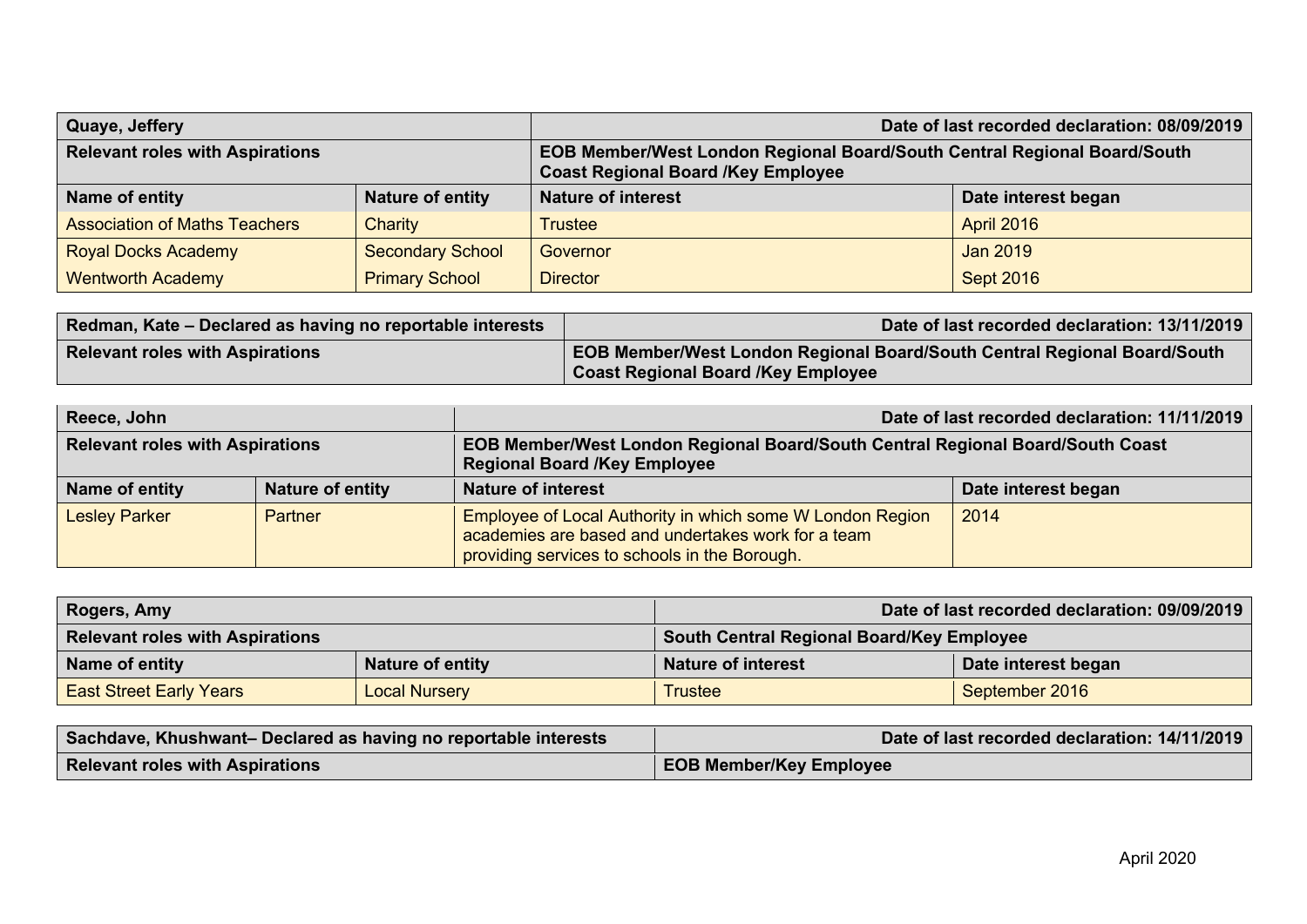| Quaye, Jeffery | | Date of last recorded declaration: 08/09/2019 | |
|---|---|---|---|
| **Relevant roles with Aspirations** | | **EOB Member/West London Regional Board/South Central Regional Board/South Coast Regional Board /Key Employee** | |
| **Name of entity** | **Nature of entity** | **Nature of interest** | **Date interest began** |
| Association of Maths Teachers | Charity | Trustee | April 2016 |
| Royal Docks Academy | Secondary School | Governor | Jan 2019 |
| Wentworth Academy | Primary School | Director | Sept 2016 |

| Redman, Kate – Declared as having no reportable interests | Date of last recorded declaration: 13/11/2019 |
|---|---|
| **Relevant roles with Aspirations** | **EOB Member/West London Regional Board/South Central Regional Board/South Coast Regional Board /Key Employee** |

| Reece, John | | Date of last recorded declaration: 11/11/2019 | |
|---|---|---|---|
| **Relevant roles with Aspirations** | | **EOB Member/West London Regional Board/South Central Regional Board/South Coast Regional Board /Key Employee** | |
| **Name of entity** | **Nature of entity** | **Nature of interest** | **Date interest began** |
| Lesley Parker | Partner | Employee of Local Authority in which some W London Region academies are based and undertakes work for a team providing services to schools in the Borough. | 2014 |

| Rogers, Amy | | Date of last recorded declaration: 09/09/2019 | |
|---|---|---|---|
| **Relevant roles with Aspirations** | | **South Central Regional Board/Key Employee** | |
| **Name of entity** | **Nature of entity** | **Nature of interest** | **Date interest began** |
| East Street Early Years | Local Nursery | Trustee | September 2016 |

| Sachdave, Khushwant– Declared as having no reportable interests | Date of last recorded declaration: 14/11/2019 |
|---|---|
| **Relevant roles with Aspirations** | **EOB Member/Key Employee** |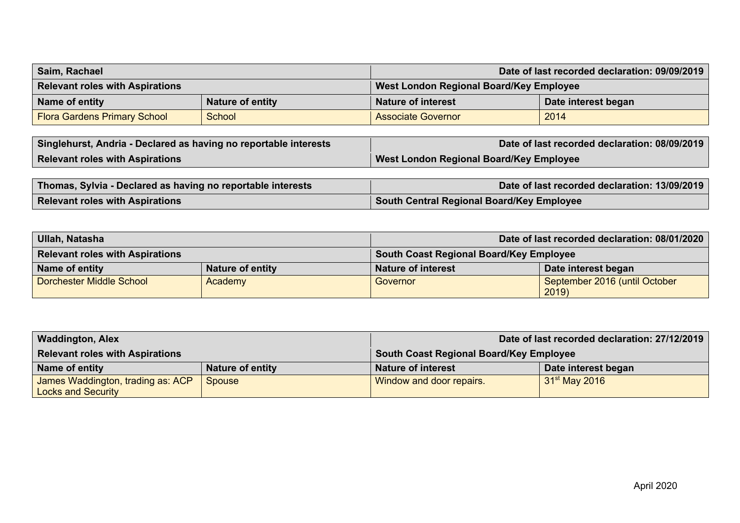| Saim, Rachael | | Date of last recorded declaration: 09/09/2019 | |
|---|---|---|---|
| **Relevant roles with Aspirations** | | **West London Regional Board/Key Employee** | |
| **Name of entity** | **Nature of entity** | **Nature of interest** | **Date interest began** |
| Flora Gardens Primary School | School | Associate Governor | 2014 |

| Singlehurst, Andria - Declared as having no reportable interests | Date of last recorded declaration: 08/09/2019 |
|---|---|
| **Relevant roles with Aspirations** | **West London Regional Board/Key Employee** |

| Thomas, Sylvia - Declared as having no reportable interests | Date of last recorded declaration: 13/09/2019 |
|---|---|
| **Relevant roles with Aspirations** | **South Central Regional Board/Key Employee** |

| Ullah, Natasha | | Date of last recorded declaration: 08/01/2020 | |
|---|---|---|---|
| **Relevant roles with Aspirations** | | **South Coast Regional Board/Key Employee** | |
| **Name of entity** | **Nature of entity** | **Nature of interest** | **Date interest began** |
| Dorchester Middle School | Academy | Governor | September 2016 (until October 2019) |

| Waddington, Alex | | Date of last recorded declaration: 27/12/2019 | |
|---|---|---|---|
| **Relevant roles with Aspirations** | | **South Coast Regional Board/Key Employee** | |
| **Name of entity** | **Nature of entity** | **Nature of interest** | **Date interest began** |
| James Waddington, trading as: ACP Locks and Security | Spouse | Window and door repairs. | 31st May 2016 |

April 2020